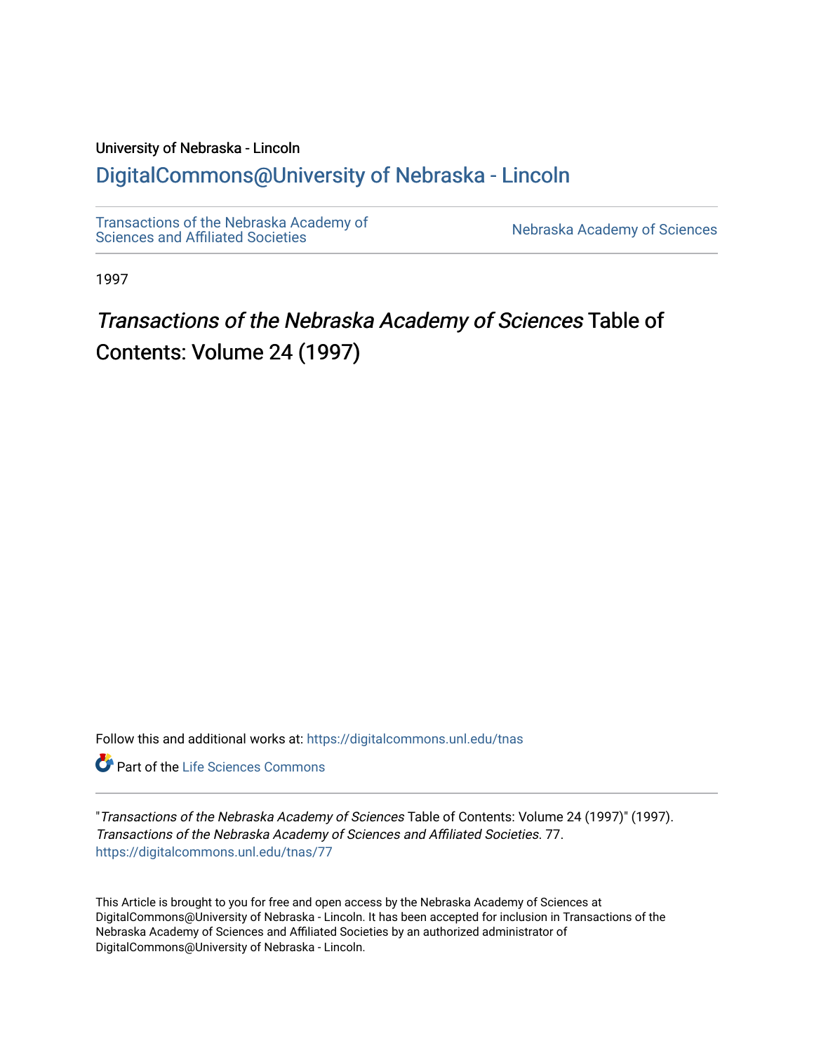University of Nebraska - Lincoln

## DigitalCommons@University of Nebraska - Lincoln

Transactions of the Nebraska Academy of Sciences and Affiliated Societies

Nebraska Academy of Sciences

1997

# *Transactions of the Nebraska Academy of Sciences* Table of Contents: Volume 24 (1997)

Follow this and additional works at: https://digitalcommons.unl.edu/tnas

Part of the Life Sciences Commons

"*Transactions of the Nebraska Academy of Sciences* Table of Contents: Volume 24 (1997)" (1997). *Transactions of the Nebraska Academy of Sciences and Affiliated Societies*. 77.
https://digitalcommons.unl.edu/tnas/77

This Article is brought to you for free and open access by the Nebraska Academy of Sciences at DigitalCommons@University of Nebraska - Lincoln. It has been accepted for inclusion in Transactions of the Nebraska Academy of Sciences and Affiliated Societies by an authorized administrator of DigitalCommons@University of Nebraska - Lincoln.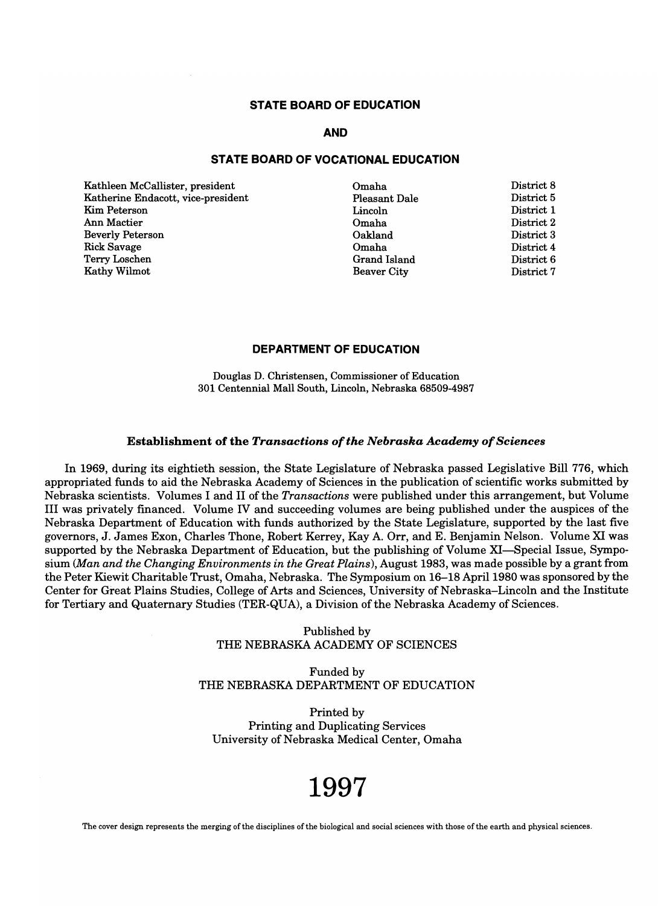## STATE BOARD OF EDUCATION

## AND

## STATE BOARD OF VOCATIONAL EDUCATION

| | | |
|---|---|---|
| Kathleen McCallister, president | Omaha | District 8 |
| Katherine Endacott, vice-president | Pleasant Dale | District 5 |
| Kim Peterson | Lincoln | District 1 |
| Ann Mactier | Omaha | District 2 |
| Beverly Peterson | Oakland | District 3 |
| Rick Savage | Omaha | District 4 |
| Terry Loschen | Grand Island | District 6 |
| Kathy Wilmot | Beaver City | District 7 |

## DEPARTMENT OF EDUCATION

Douglas D. Christensen, Commissioner of Education
301 Centennial Mall South, Lincoln, Nebraska 68509-4987

### Establishment of the *Transactions of the Nebraska Academy of Sciences*

In 1969, during its eightieth session, the State Legislature of Nebraska passed Legislative Bill 776, which appropriated funds to aid the Nebraska Academy of Sciences in the publication of scientific works submitted by Nebraska scientists. Volumes I and II of the *Transactions* were published under this arrangement, but Volume III was privately financed. Volume IV and succeeding volumes are being published under the auspices of the Nebraska Department of Education with funds authorized by the State Legislature, supported by the last five governors, J. James Exon, Charles Thone, Robert Kerrey, Kay A. Orr, and E. Benjamin Nelson. Volume XI was supported by the Nebraska Department of Education, but the publishing of Volume XI—Special Issue, Symposium (*Man and the Changing Environments in the Great Plains*), August 1983, was made possible by a grant from the Peter Kiewit Charitable Trust, Omaha, Nebraska. The Symposium on 16–18 April 1980 was sponsored by the Center for Great Plains Studies, College of Arts and Sciences, University of Nebraska–Lincoln and the Institute for Tertiary and Quaternary Studies (TER-QUA), a Division of the Nebraska Academy of Sciences.

Published by
THE NEBRASKA ACADEMY OF SCIENCES

Funded by
THE NEBRASKA DEPARTMENT OF EDUCATION

Printed by
Printing and Duplicating Services
University of Nebraska Medical Center, Omaha

# 1997

The cover design represents the merging of the disciplines of the biological and social sciences with those of the earth and physical sciences.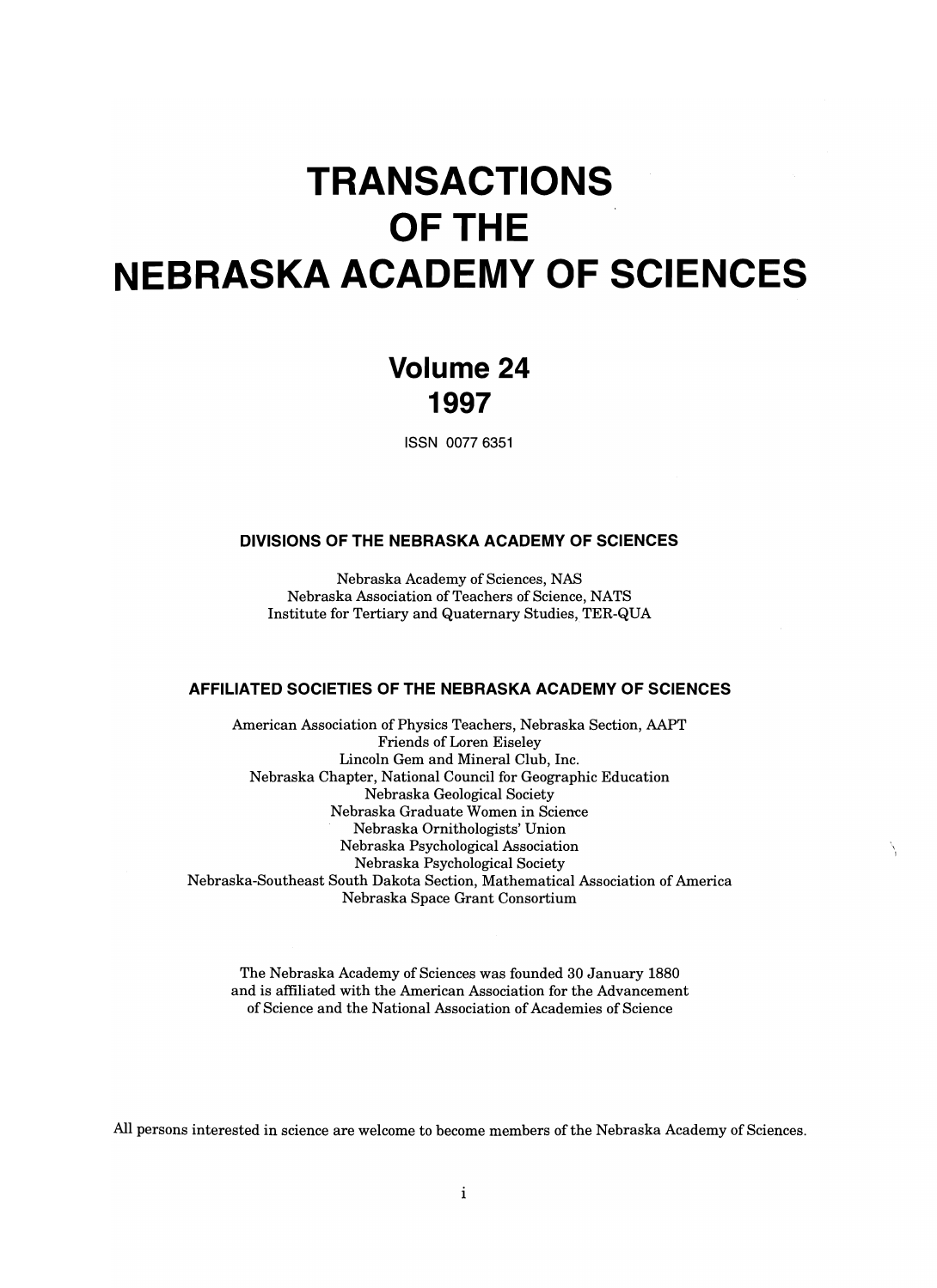# TRANSACTIONS OF THE NEBRASKA ACADEMY OF SCIENCES

## Volume 24
## 1997

ISSN 0077 6351

### DIVISIONS OF THE NEBRASKA ACADEMY OF SCIENCES

Nebraska Academy of Sciences, NAS
Nebraska Association of Teachers of Science, NATS
Institute for Tertiary and Quaternary Studies, TER-QUA

### AFFILIATED SOCIETIES OF THE NEBRASKA ACADEMY OF SCIENCES

American Association of Physics Teachers, Nebraska Section, AAPT
Friends of Loren Eiseley
Lincoln Gem and Mineral Club, Inc.
Nebraska Chapter, National Council for Geographic Education
Nebraska Geological Society
Nebraska Graduate Women in Science
Nebraska Ornithologists' Union
Nebraska Psychological Association
Nebraska Psychological Society
Nebraska-Southeast South Dakota Section, Mathematical Association of America
Nebraska Space Grant Consortium

The Nebraska Academy of Sciences was founded 30 January 1880 and is affiliated with the American Association for the Advancement of Science and the National Association of Academies of Science

All persons interested in science are welcome to become members of the Nebraska Academy of Sciences.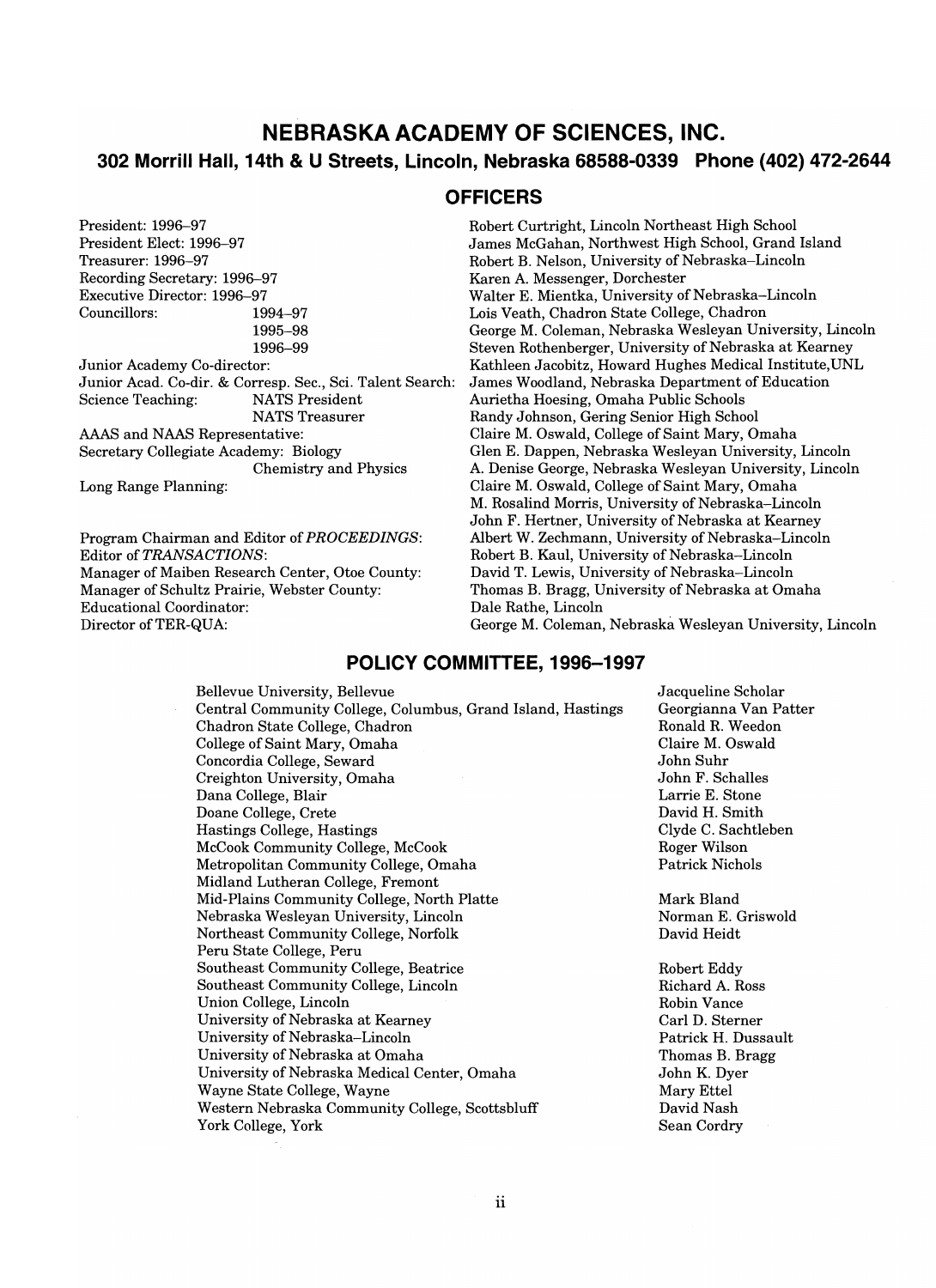# NEBRASKA ACADEMY OF SCIENCES, INC.

## 302 Morrill Hall, 14th & U Streets, Lincoln, Nebraska 68588-0339 Phone (402) 472-2644

## OFFICERS

| Office | Name |
|---|---|
| President: 1996–97 | Robert Curtright, Lincoln Northeast High School |
| President Elect: 1996–97 | James McGahan, Northwest High School, Grand Island |
| Treasurer: 1996–97 | Robert B. Nelson, University of Nebraska–Lincoln |
| Recording Secretary: 1996–97 | Karen A. Messenger, Dorchester |
| Executive Director: 1996–97 | Walter E. Mientka, University of Nebraska–Lincoln |
| Councillors: 1994–97 | Lois Veath, Chadron State College, Chadron |
| 1995–98 | George M. Coleman, Nebraska Wesleyan University, Lincoln |
| 1996–99 | Steven Rothenberger, University of Nebraska at Kearney |
| Junior Academy Co-director: | Kathleen Jacobitz, Howard Hughes Medical Institute,UNL |
| Junior Acad. Co-dir. & Corresp. Sec., Sci. Talent Search: | James Woodland, Nebraska Department of Education |
| Science Teaching: NATS President | Aurietha Hoesing, Omaha Public Schools |
| NATS Treasurer | Randy Johnson, Gering Senior High School |
| AAAS and NAAS Representative: | Claire M. Oswald, College of Saint Mary, Omaha |
| Secretary Collegiate Academy: Biology | Glen E. Dappen, Nebraska Wesleyan University, Lincoln |
| Chemistry and Physics | A. Denise George, Nebraska Wesleyan University, Lincoln |
| Long Range Planning: | Claire M. Oswald, College of Saint Mary, Omaha |
| | M. Rosalind Morris, University of Nebraska–Lincoln |
| | John F. Hertner, University of Nebraska at Kearney |
| Program Chairman and Editor of *PROCEEDINGS*: | Albert W. Zechmann, University of Nebraska–Lincoln |
| Editor of *TRANSACTIONS*: | Robert B. Kaul, University of Nebraska–Lincoln |
| Manager of Maiben Research Center, Otoe County: | David T. Lewis, University of Nebraska–Lincoln |
| Manager of Schultz Prairie, Webster County: | Thomas B. Bragg, University of Nebraska at Omaha |
| Educational Coordinator: | Dale Rathe, Lincoln |
| Director of TER-QUA: | George M. Coleman, Nebraska Wesleyan University, Lincoln |

## POLICY COMMITTEE, 1996–1997

| Institution | Representative |
|---|---|
| Bellevue University, Bellevue | Jacqueline Scholar |
| Central Community College, Columbus, Grand Island, Hastings | Georgianna Van Patter |
| Chadron State College, Chadron | Ronald R. Weedon |
| College of Saint Mary, Omaha | Claire M. Oswald |
| Concordia College, Seward | John Suhr |
| Creighton University, Omaha | John F. Schalles |
| Dana College, Blair | Larrie E. Stone |
| Doane College, Crete | David H. Smith |
| Hastings College, Hastings | Clyde C. Sachtleben |
| McCook Community College, McCook | Roger Wilson |
| Metropolitan Community College, Omaha | Patrick Nichols |
| Midland Lutheran College, Fremont | |
| Mid-Plains Community College, North Platte | Mark Bland |
| Nebraska Wesleyan University, Lincoln | Norman E. Griswold |
| Northeast Community College, Norfolk | David Heidt |
| Peru State College, Peru | |
| Southeast Community College, Beatrice | Robert Eddy |
| Southeast Community College, Lincoln | Richard A. Ross |
| Union College, Lincoln | Robin Vance |
| University of Nebraska at Kearney | Carl D. Sterner |
| University of Nebraska–Lincoln | Patrick H. Dussault |
| University of Nebraska at Omaha | Thomas B. Bragg |
| University of Nebraska Medical Center, Omaha | John K. Dyer |
| Wayne State College, Wayne | Mary Ettel |
| Western Nebraska Community College, Scottsbluff | David Nash |
| York College, York | Sean Cordry |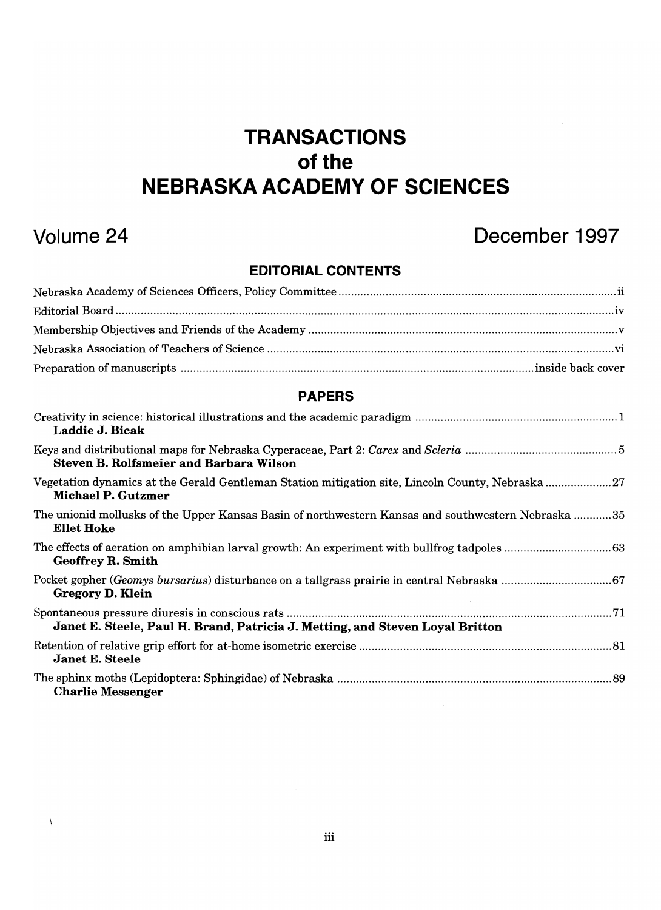# TRANSACTIONS
# of the
# NEBRASKA ACADEMY OF SCIENCES

## Volume 24 December 1997

### EDITORIAL CONTENTS

Nebraska Academy of Sciences Officers, Policy Committee ........ ii

Editorial Board ........ iv

Membership Objectives and Friends of the Academy ........ v

Nebraska Association of Teachers of Science ........ vi

Preparation of manuscripts ........ inside back cover

### PAPERS

Creativity in science: historical illustrations and the academic paradigm ........ 1
**Laddie J. Bicak**

Keys and distributional maps for Nebraska Cyperaceae, Part 2: *Carex* and *Scleria* ........ 5
**Steven B. Rolfsmeier and Barbara Wilson**

Vegetation dynamics at the Gerald Gentleman Station mitigation site, Lincoln County, Nebraska ........ 27
**Michael P. Gutzmer**

The unionid mollusks of the Upper Kansas Basin of northwestern Kansas and southwestern Nebraska ........ 35
**Ellet Hoke**

The effects of aeration on amphibian larval growth: An experiment with bullfrog tadpoles ........ 63
**Geoffrey R. Smith**

Pocket gopher (*Geomys bursarius*) disturbance on a tallgrass prairie in central Nebraska ........ 67
**Gregory D. Klein**

Spontaneous pressure diuresis in conscious rats ........ 71
**Janet E. Steele, Paul H. Brand, Patricia J. Metting, and Steven Loyal Britton**

Retention of relative grip effort for at-home isometric exercise ........ 81
**Janet E. Steele**

The sphinx moths (Lepidoptera: Sphingidae) of Nebraska ........ 89
**Charlie Messenger**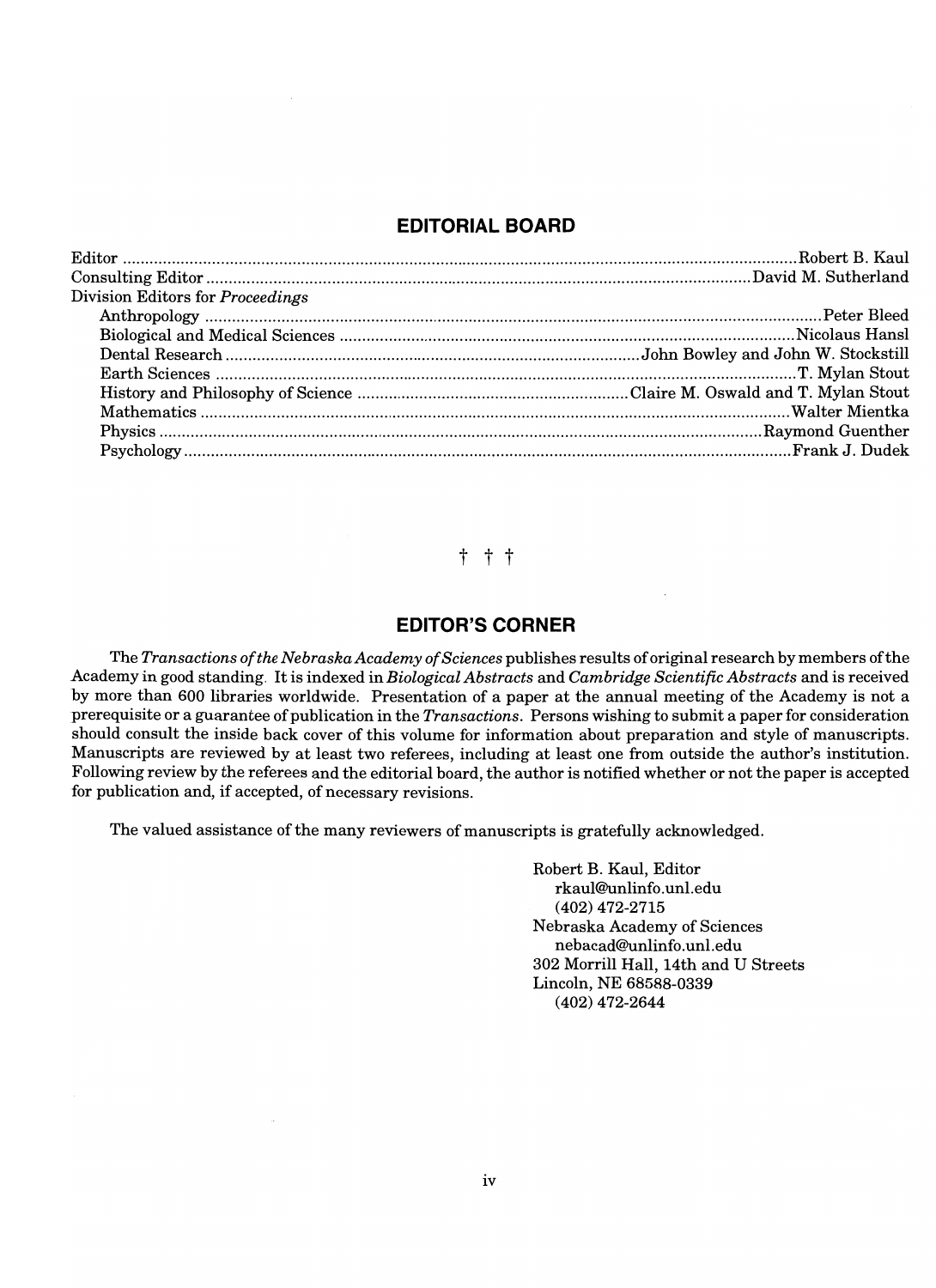## EDITORIAL BOARD

| | |
|---|---|
| Editor | Robert B. Kaul |
| Consulting Editor | David M. Sutherland |
| Division Editors for *Proceedings* | |
| Anthropology | Peter Bleed |
| Biological and Medical Sciences | Nicolaus Hansl |
| Dental Research | John Bowley and John W. Stockstill |
| Earth Sciences | T. Mylan Stout |
| History and Philosophy of Science | Claire M. Oswald and T. Mylan Stout |
| Mathematics | Walter Mientka |
| Physics | Raymond Guenther |
| Psychology | Frank J. Dudek |

† † †

## EDITOR'S CORNER

The *Transactions of the Nebraska Academy of Sciences* publishes results of original research by members of the Academy in good standing. It is indexed in *Biological Abstracts* and *Cambridge Scientific Abstracts* and is received by more than 600 libraries worldwide. Presentation of a paper at the annual meeting of the Academy is not a prerequisite or a guarantee of publication in the *Transactions*. Persons wishing to submit a paper for consideration should consult the inside back cover of this volume for information about preparation and style of manuscripts. Manuscripts are reviewed by at least two referees, including at least one from outside the author's institution. Following review by the referees and the editorial board, the author is notified whether or not the paper is accepted for publication and, if accepted, of necessary revisions.

The valued assistance of the many reviewers of manuscripts is gratefully acknowledged.

Robert B. Kaul, Editor
rkaul@unlinfo.unl.edu
(402) 472-2715
Nebraska Academy of Sciences
nebacad@unlinfo.unl.edu
302 Morrill Hall, 14th and U Streets
Lincoln, NE 68588-0339
(402) 472-2644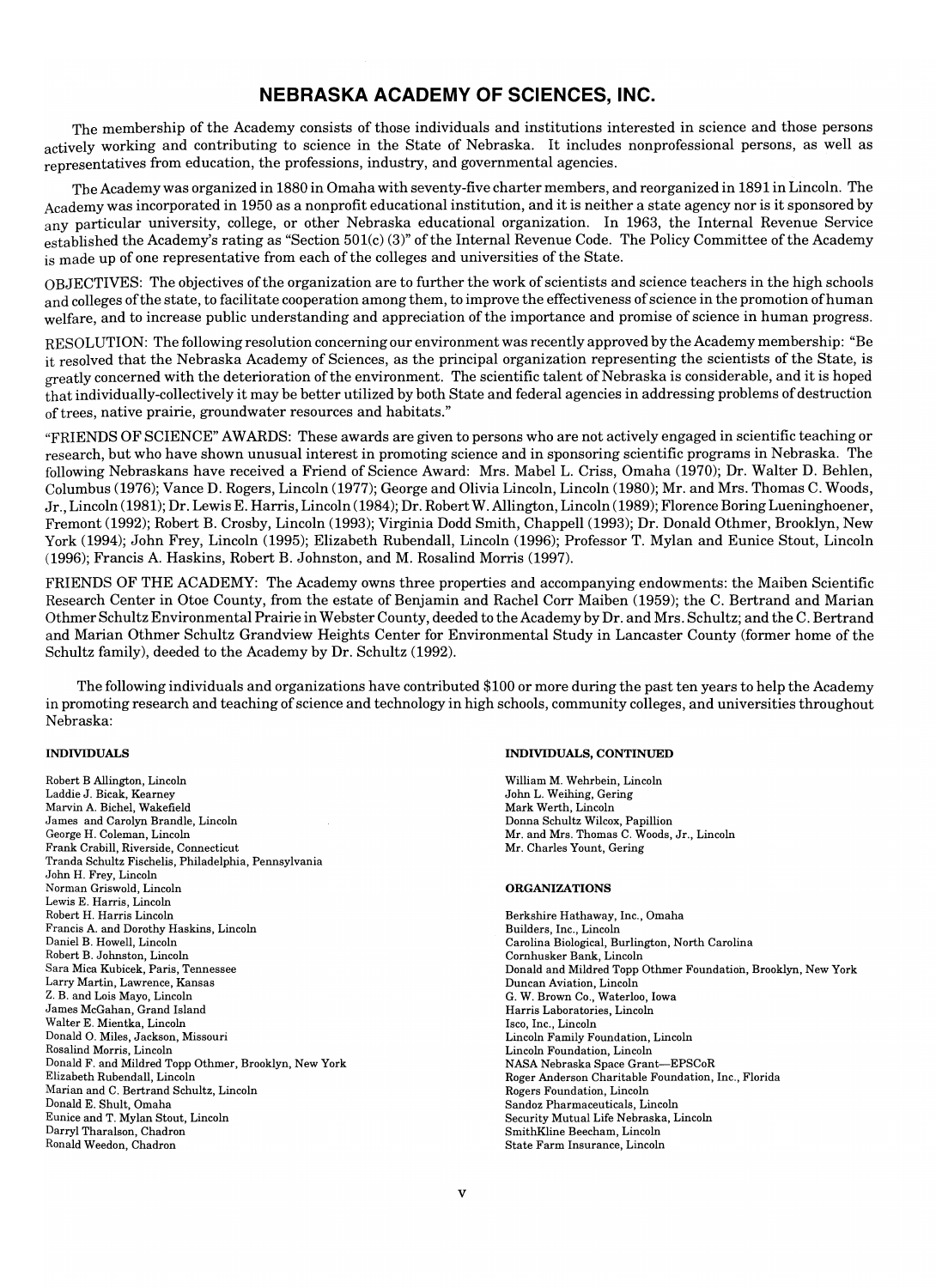# NEBRASKA ACADEMY OF SCIENCES, INC.

The membership of the Academy consists of those individuals and institutions interested in science and those persons actively working and contributing to science in the State of Nebraska. It includes nonprofessional persons, as well as representatives from education, the professions, industry, and governmental agencies.

The Academy was organized in 1880 in Omaha with seventy-five charter members, and reorganized in 1891 in Lincoln. The Academy was incorporated in 1950 as a nonprofit educational institution, and it is neither a state agency nor is it sponsored by any particular university, college, or other Nebraska educational organization. In 1963, the Internal Revenue Service established the Academy's rating as "Section 501(c) (3)" of the Internal Revenue Code. The Policy Committee of the Academy is made up of one representative from each of the colleges and universities of the State.

OBJECTIVES: The objectives of the organization are to further the work of scientists and science teachers in the high schools and colleges of the state, to facilitate cooperation among them, to improve the effectiveness of science in the promotion of human welfare, and to increase public understanding and appreciation of the importance and promise of science in human progress.

RESOLUTION: The following resolution concerning our environment was recently approved by the Academy membership: "Be it resolved that the Nebraska Academy of Sciences, as the principal organization representing the scientists of the State, is greatly concerned with the deterioration of the environment. The scientific talent of Nebraska is considerable, and it is hoped that individually-collectively it may be better utilized by both State and federal agencies in addressing problems of destruction of trees, native prairie, groundwater resources and habitats."

"FRIENDS OF SCIENCE" AWARDS: These awards are given to persons who are not actively engaged in scientific teaching or research, but who have shown unusual interest in promoting science and in sponsoring scientific programs in Nebraska. The following Nebraskans have received a Friend of Science Award: Mrs. Mabel L. Criss, Omaha (1970); Dr. Walter D. Behlen, Columbus (1976); Vance D. Rogers, Lincoln (1977); George and Olivia Lincoln, Lincoln (1980); Mr. and Mrs. Thomas C. Woods, Jr., Lincoln (1981); Dr. Lewis E. Harris, Lincoln (1984); Dr. Robert W. Allington, Lincoln (1989); Florence Boring Lueninghoener, Fremont (1992); Robert B. Crosby, Lincoln (1993); Virginia Dodd Smith, Chappell (1993); Dr. Donald Othmer, Brooklyn, New York (1994); John Frey, Lincoln (1995); Elizabeth Rubendall, Lincoln (1996); Professor T. Mylan and Eunice Stout, Lincoln (1996); Francis A. Haskins, Robert B. Johnston, and M. Rosalind Morris (1997).

FRIENDS OF THE ACADEMY: The Academy owns three properties and accompanying endowments: the Maiben Scientific Research Center in Otoe County, from the estate of Benjamin and Rachel Corr Maiben (1959); the C. Bertrand and Marian Othmer Schultz Environmental Prairie in Webster County, deeded to the Academy by Dr. and Mrs. Schultz; and the C. Bertrand and Marian Othmer Schultz Grandview Heights Center for Environmental Study in Lancaster County (former home of the Schultz family), deeded to the Academy by Dr. Schultz (1992).

The following individuals and organizations have contributed $100 or more during the past ten years to help the Academy in promoting research and teaching of science and technology in high schools, community colleges, and universities throughout Nebraska:

**INDIVIDUALS**

Robert B Allington, Lincoln
Laddie J. Bicak, Kearney
Marvin A. Bichel, Wakefield
James and Carolyn Brandle, Lincoln
George H. Coleman, Lincoln
Frank Crabill, Riverside, Connecticut
Tranda Schultz Fischelis, Philadelphia, Pennsylvania
John H. Frey, Lincoln
Norman Griswold, Lincoln
Lewis E. Harris, Lincoln
Robert H. Harris Lincoln
Francis A. and Dorothy Haskins, Lincoln
Daniel B. Howell, Lincoln
Robert B. Johnston, Lincoln
Sara Mica Kubicek, Paris, Tennessee
Larry Martin, Lawrence, Kansas
Z. B. and Lois Mayo, Lincoln
James McGahan, Grand Island
Walter E. Mientka, Lincoln
Donald O. Miles, Jackson, Missouri
Rosalind Morris, Lincoln
Donald F. and Mildred Topp Othmer, Brooklyn, New York
Elizabeth Rubendall, Lincoln
Marian and C. Bertrand Schultz, Lincoln
Donald E. Shult, Omaha
Eunice and T. Mylan Stout, Lincoln
Darryl Tharalson, Chadron
Ronald Weedon, Chadron

**INDIVIDUALS, CONTINUED**

William M. Wehrbein, Lincoln
John L. Weihing, Gering
Mark Werth, Lincoln
Donna Schultz Wilcox, Papillion
Mr. and Mrs. Thomas C. Woods, Jr., Lincoln
Mr. Charles Yount, Gering

**ORGANIZATIONS**

Berkshire Hathaway, Inc., Omaha
Builders, Inc., Lincoln
Carolina Biological, Burlington, North Carolina
Cornhusker Bank, Lincoln
Donald and Mildred Topp Othmer Foundation, Brooklyn, New York
Duncan Aviation, Lincoln
G. W. Brown Co., Waterloo, Iowa
Harris Laboratories, Lincoln
Isco, Inc., Lincoln
Lincoln Family Foundation, Lincoln
Lincoln Foundation, Lincoln
NASA Nebraska Space Grant—EPSCoR
Roger Anderson Charitable Foundation, Inc., Florida
Rogers Foundation, Lincoln
Sandoz Pharmaceuticals, Lincoln
Security Mutual Life Nebraska, Lincoln
SmithKline Beecham, Lincoln
State Farm Insurance, Lincoln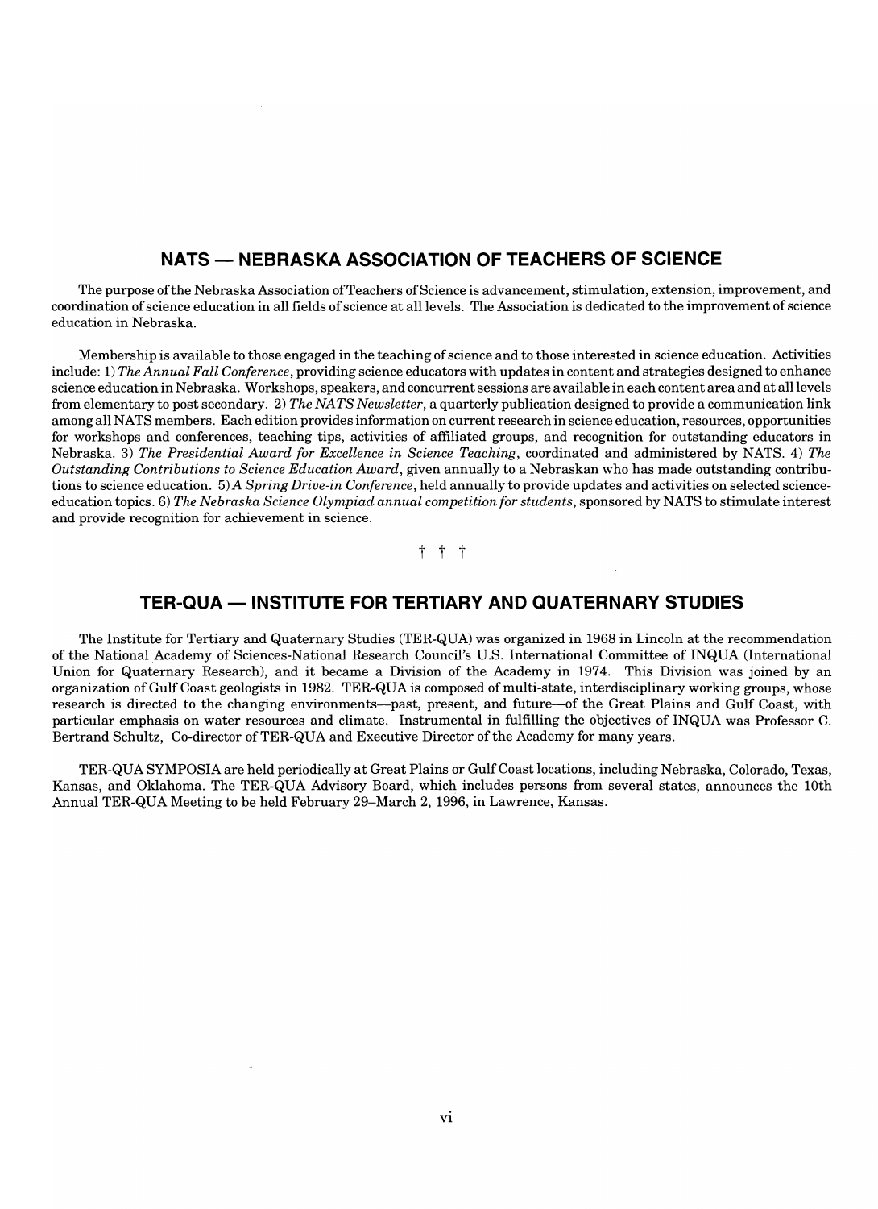## NATS — NEBRASKA ASSOCIATION OF TEACHERS OF SCIENCE

The purpose of the Nebraska Association of Teachers of Science is advancement, stimulation, extension, improvement, and coordination of science education in all fields of science at all levels. The Association is dedicated to the improvement of science education in Nebraska.

Membership is available to those engaged in the teaching of science and to those interested in science education. Activities include: 1) *The Annual Fall Conference*, providing science educators with updates in content and strategies designed to enhance science education in Nebraska. Workshops, speakers, and concurrent sessions are available in each content area and at all levels from elementary to post secondary. 2) *The NATS Newsletter*, a quarterly publication designed to provide a communication link among all NATS members. Each edition provides information on current research in science education, resources, opportunities for workshops and conferences, teaching tips, activities of affiliated groups, and recognition for outstanding educators in Nebraska. 3) *The Presidential Award for Excellence in Science Teaching*, coordinated and administered by NATS. 4) *The Outstanding Contributions to Science Education Award*, given annually to a Nebraskan who has made outstanding contributions to science education. 5) *A Spring Drive-in Conference*, held annually to provide updates and activities on selected science-education topics. 6) *The Nebraska Science Olympiad annual competition for students*, sponsored by NATS to stimulate interest and provide recognition for achievement in science.

† † †

## TER-QUA — INSTITUTE FOR TERTIARY AND QUATERNARY STUDIES

The Institute for Tertiary and Quaternary Studies (TER-QUA) was organized in 1968 in Lincoln at the recommendation of the National Academy of Sciences-National Research Council's U.S. International Committee of INQUA (International Union for Quaternary Research), and it became a Division of the Academy in 1974. This Division was joined by an organization of Gulf Coast geologists in 1982. TER-QUA is composed of multi-state, interdisciplinary working groups, whose research is directed to the changing environments—past, present, and future—of the Great Plains and Gulf Coast, with particular emphasis on water resources and climate. Instrumental in fulfilling the objectives of INQUA was Professor C. Bertrand Schultz, Co-director of TER-QUA and Executive Director of the Academy for many years.

TER-QUA SYMPOSIA are held periodically at Great Plains or Gulf Coast locations, including Nebraska, Colorado, Texas, Kansas, and Oklahoma. The TER-QUA Advisory Board, which includes persons from several states, announces the 10th Annual TER-QUA Meeting to be held February 29–March 2, 1996, in Lawrence, Kansas.